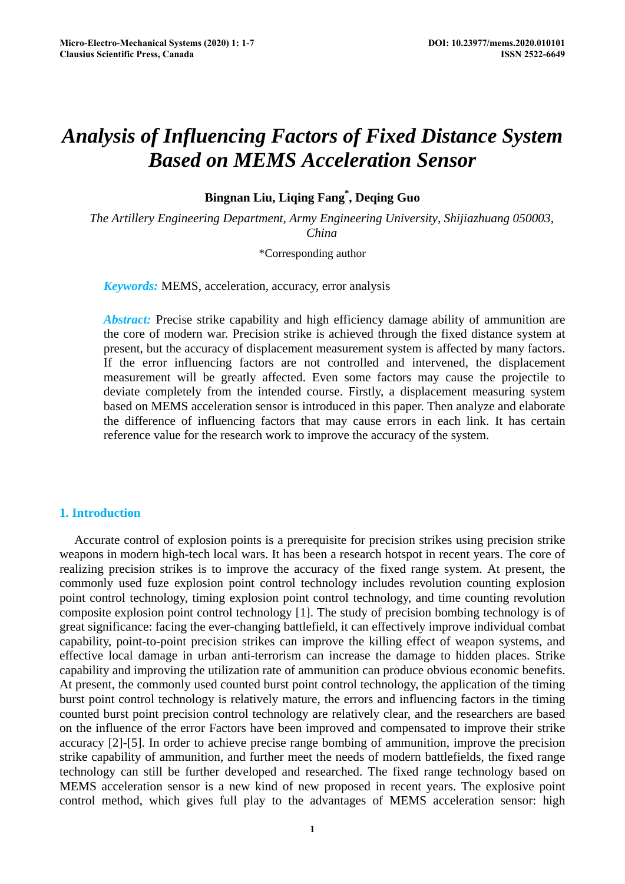# *Analysis of Influencing Factors of Fixed Distance System Based on MEMS Acceleration Sensor*

**Bingnan Liu, Liqing Fang*, Deqing Guo**

*The Artillery Engineering Department, Army Engineering University, Shijiazhuang 050003, China*

*Corresponding author

***Keywords:*** MEMS, acceleration, accuracy, error analysis

***Abstract:*** Precise strike capability and high efficiency damage ability of ammunition are the core of modern war. Precision strike is achieved through the fixed distance system at present, but the accuracy of displacement measurement system is affected by many factors. If the error influencing factors are not controlled and intervened, the displacement measurement will be greatly affected. Even some factors may cause the projectile to deviate completely from the intended course. Firstly, a displacement measuring system based on MEMS acceleration sensor is introduced in this paper. Then analyze and elaborate the difference of influencing factors that may cause errors in each link. It has certain reference value for the research work to improve the accuracy of the system.

## 1. Introduction

Accurate control of explosion points is a prerequisite for precision strikes using precision strike weapons in modern high-tech local wars. It has been a research hotspot in recent years. The core of realizing precision strikes is to improve the accuracy of the fixed range system. At present, the commonly used fuze explosion point control technology includes revolution counting explosion point control technology, timing explosion point control technology, and time counting revolution composite explosion point control technology [1]. The study of precision bombing technology is of great significance: facing the ever-changing battlefield, it can effectively improve individual combat capability, point-to-point precision strikes can improve the killing effect of weapon systems, and effective local damage in urban anti-terrorism can increase the damage to hidden places. Strike capability and improving the utilization rate of ammunition can produce obvious economic benefits. At present, the commonly used counted burst point control technology, the application of the timing burst point control technology is relatively mature, the errors and influencing factors in the timing counted burst point precision control technology are relatively clear, and the researchers are based on the influence of the error Factors have been improved and compensated to improve their strike accuracy [2]-[5]. In order to achieve precise range bombing of ammunition, improve the precision strike capability of ammunition, and further meet the needs of modern battlefields, the fixed range technology can still be further developed and researched. The fixed range technology based on MEMS acceleration sensor is a new kind of new proposed in recent years. The explosive point control method, which gives full play to the advantages of MEMS acceleration sensor: high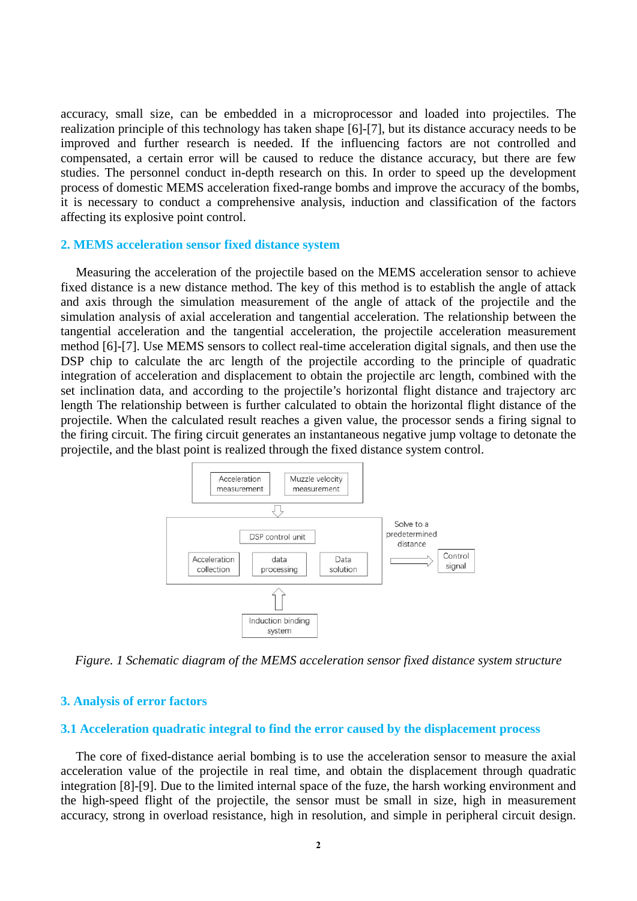accuracy, small size, can be embedded in a microprocessor and loaded into projectiles. The realization principle of this technology has taken shape [6]-[7], but its distance accuracy needs to be improved and further research is needed. If the influencing factors are not controlled and compensated, a certain error will be caused to reduce the distance accuracy, but there are few studies. The personnel conduct in-depth research on this. In order to speed up the development process of domestic MEMS acceleration fixed-range bombs and improve the accuracy of the bombs, it is necessary to conduct a comprehensive analysis, induction and classification of the factors affecting its explosive point control.

## 2. MEMS acceleration sensor fixed distance system

Measuring the acceleration of the projectile based on the MEMS acceleration sensor to achieve fixed distance is a new distance method. The key of this method is to establish the angle of attack and axis through the simulation measurement of the angle of attack of the projectile and the simulation analysis of axial acceleration and tangential acceleration. The relationship between the tangential acceleration and the tangential acceleration, the projectile acceleration measurement method [6]-[7]. Use MEMS sensors to collect real-time acceleration digital signals, and then use the DSP chip to calculate the arc length of the projectile according to the principle of quadratic integration of acceleration and displacement to obtain the projectile arc length, combined with the set inclination data, and according to the projectile's horizontal flight distance and trajectory arc length The relationship between is further calculated to obtain the horizontal flight distance of the projectile. When the calculated result reaches a given value, the processor sends a firing signal to the firing circuit. The firing circuit generates an instantaneous negative jump voltage to detonate the projectile, and the blast point is realized through the fixed distance system control.

Acceleration measurement | Muzzle velocity measurement

DSP control unit: Acceleration collection | data processing | Data solution

Solve to a predetermined distance → Control signal

Induction binding system

*Figure. 1 Schematic diagram of the MEMS acceleration sensor fixed distance system structure*

## 3. Analysis of error factors

### 3.1 Acceleration quadratic integral to find the error caused by the displacement process

The core of fixed-distance aerial bombing is to use the acceleration sensor to measure the axial acceleration value of the projectile in real time, and obtain the displacement through quadratic integration [8]-[9]. Due to the limited internal space of the fuze, the harsh working environment and the high-speed flight of the projectile, the sensor must be small in size, high in measurement accuracy, strong in overload resistance, high in resolution, and simple in peripheral circuit design.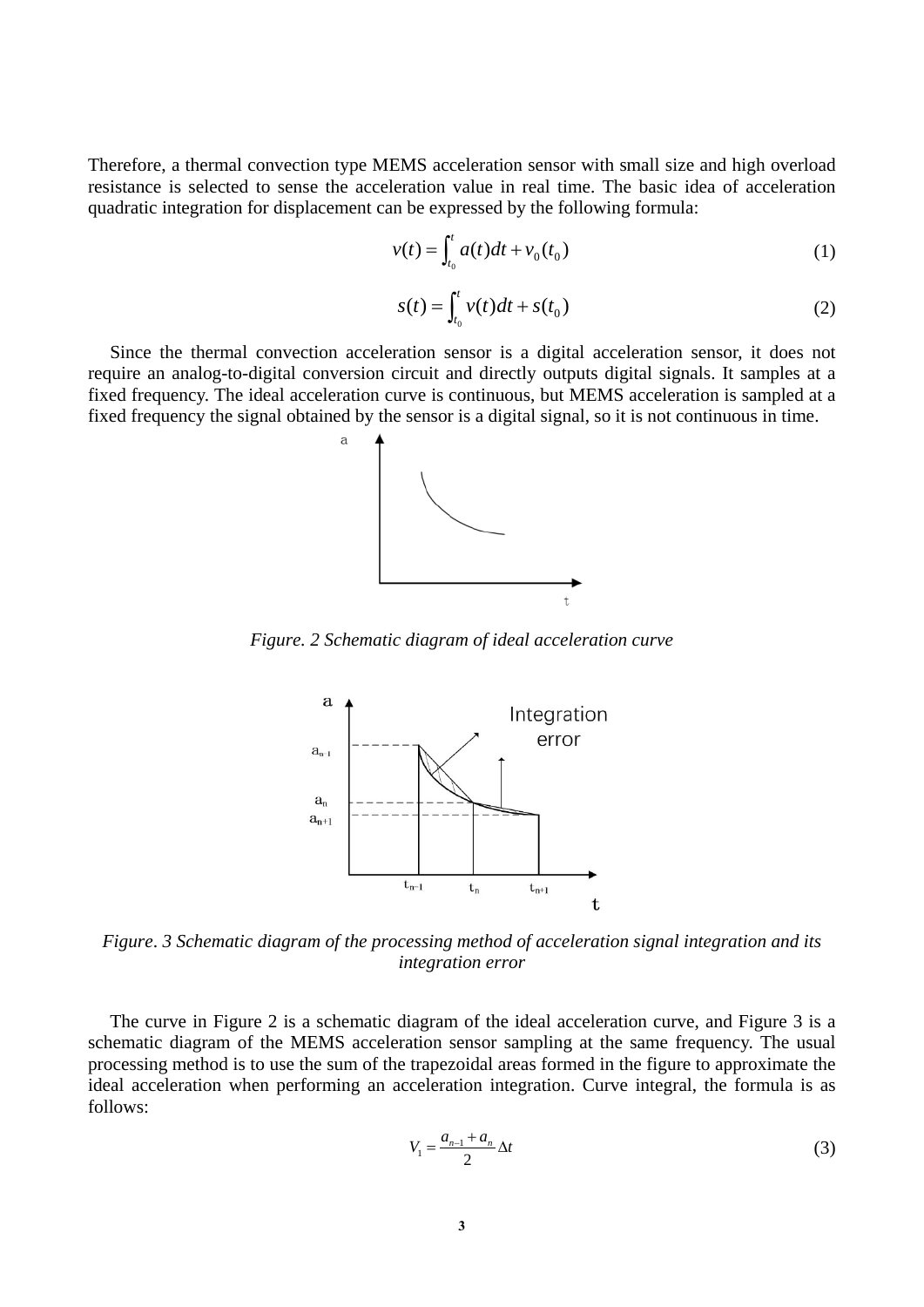Therefore, a thermal convection type MEMS acceleration sensor with small size and high overload resistance is selected to sense the acceleration value in real time. The basic idea of acceleration quadratic integration for displacement can be expressed by the following formula:

$$v(t) = \int_{t_0}^{t} a(t)dt + v_0(t_0) \tag{1}$$

$$s(t) = \int_{t_0}^{t} v(t)dt + s(t_0) \tag{2}$$

Since the thermal convection acceleration sensor is a digital acceleration sensor, it does not require an analog-to-digital conversion circuit and directly outputs digital signals. It samples at a fixed frequency. The ideal acceleration curve is continuous, but MEMS acceleration is sampled at a fixed frequency the signal obtained by the sensor is a digital signal, so it is not continuous in time.

*Figure. 2 Schematic diagram of ideal acceleration curve*

*Figure. 3 Schematic diagram of the processing method of acceleration signal integration and its integration error*

The curve in Figure 2 is a schematic diagram of the ideal acceleration curve, and Figure 3 is a schematic diagram of the MEMS acceleration sensor sampling at the same frequency. The usual processing method is to use the sum of the trapezoidal areas formed in the figure to approximate the ideal acceleration when performing an acceleration integration. Curve integral, the formula is as follows:

$$V_1 = \frac{a_{n-1} + a_n}{2} \Delta t \tag{3}$$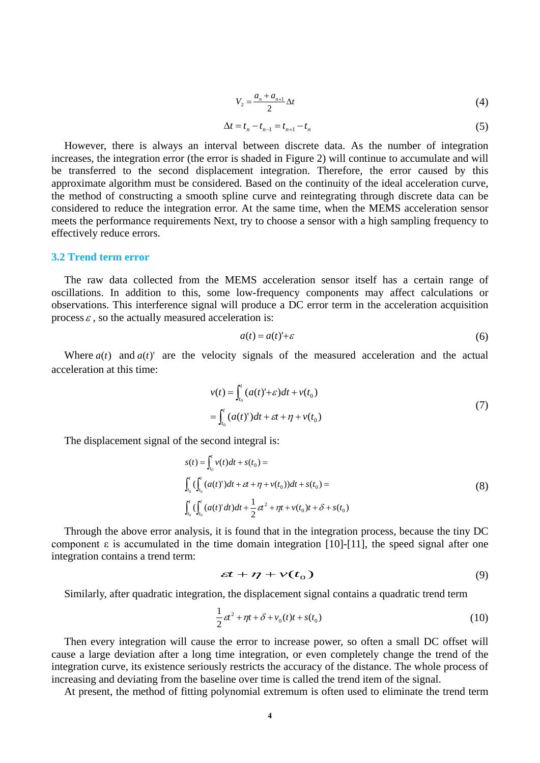$$V_2 = \frac{a_n + a_{n+1}}{2}\Delta t \tag{4}$$

$$\Delta t = t_n - t_{n-1} = t_{n+1} - t_n \tag{5}$$

However, there is always an interval between discrete data. As the number of integration increases, the integration error (the error is shaded in Figure 2) will continue to accumulate and will be transferred to the second displacement integration. Therefore, the error caused by this approximate algorithm must be considered. Based on the continuity of the ideal acceleration curve, the method of constructing a smooth spline curve and reintegrating through discrete data can be considered to reduce the integration error. At the same time, when the MEMS acceleration sensor meets the performance requirements Next, try to choose a sensor with a high sampling frequency to effectively reduce errors.

### 3.2 Trend term error

The raw data collected from the MEMS acceleration sensor itself has a certain range of oscillations. In addition to this, some low-frequency components may affect calculations or observations. This interference signal will produce a DC error term in the acceleration acquisition process $\varepsilon$ , so the actually measured acceleration is:

$$a(t) = a(t)' + \varepsilon \tag{6}$$

Where $a(t)$ and $a(t)'$ are the velocity signals of the measured acceleration and the actual acceleration at this time:

$$\begin{aligned} v(t) &= \int_{t_0}^{t} (a(t)' + \varepsilon)dt + v(t_0) \\ &= \int_{t_0}^{t} (a(t)')dt + \varepsilon t + \eta + v(t_0) \end{aligned} \tag{7}$$

The displacement signal of the second integral is:

$$\begin{aligned} & s(t) = \int_{t_0}^{t} v(t)dt + s(t_0) = \\ & \int_{t_0}^{t} (\int_{t_0}^{t} (a(t)')dt + \varepsilon t + \eta + v(t_0))dt + s(t_0) = \\ & \int_{t_0}^{t} (\int_{t_0}^{t} (a(t)'dt)dt + \frac{1}{2}\varepsilon t^2 + \eta t + v(t_0)t + \delta + s(t_0) \end{aligned} \tag{8}$$

Through the above error analysis, it is found that in the integration process, because the tiny DC component ε is accumulated in the time domain integration [10]-[11], the speed signal after one integration contains a trend term:

$$\varepsilon t + \eta + v(t_0) \tag{9}$$

Similarly, after quadratic integration, the displacement signal contains a quadratic trend term

$$\frac{1}{2}\varepsilon t^2 + \eta t + \delta + v_0(t)t + s(t_0) \tag{10}$$

Then every integration will cause the error to increase power, so often a small DC offset will cause a large deviation after a long time integration, or even completely change the trend of the integration curve, its existence seriously restricts the accuracy of the distance. The whole process of increasing and deviating from the baseline over time is called the trend item of the signal.

At present, the method of fitting polynomial extremum is often used to eliminate the trend term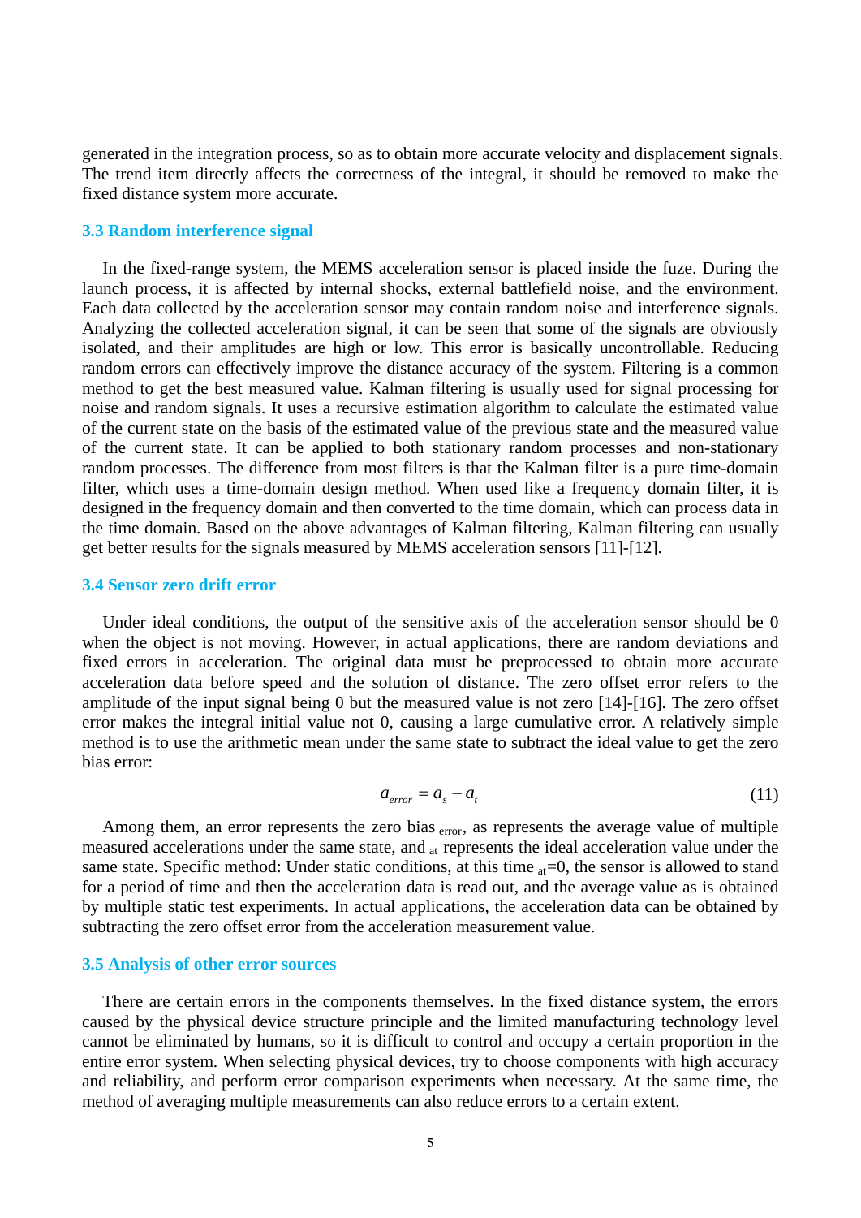generated in the integration process, so as to obtain more accurate velocity and displacement signals. The trend item directly affects the correctness of the integral, it should be removed to make the fixed distance system more accurate.

### 3.3 Random interference signal

In the fixed-range system, the MEMS acceleration sensor is placed inside the fuze. During the launch process, it is affected by internal shocks, external battlefield noise, and the environment. Each data collected by the acceleration sensor may contain random noise and interference signals. Analyzing the collected acceleration signal, it can be seen that some of the signals are obviously isolated, and their amplitudes are high or low. This error is basically uncontrollable. Reducing random errors can effectively improve the distance accuracy of the system. Filtering is a common method to get the best measured value. Kalman filtering is usually used for signal processing for noise and random signals. It uses a recursive estimation algorithm to calculate the estimated value of the current state on the basis of the estimated value of the previous state and the measured value of the current state. It can be applied to both stationary random processes and non-stationary random processes. The difference from most filters is that the Kalman filter is a pure time-domain filter, which uses a time-domain design method. When used like a frequency domain filter, it is designed in the frequency domain and then converted to the time domain, which can process data in the time domain. Based on the above advantages of Kalman filtering, Kalman filtering can usually get better results for the signals measured by MEMS acceleration sensors [11]-[12].

### 3.4 Sensor zero drift error

Under ideal conditions, the output of the sensitive axis of the acceleration sensor should be 0 when the object is not moving. However, in actual applications, there are random deviations and fixed errors in acceleration. The original data must be preprocessed to obtain more accurate acceleration data before speed and the solution of distance. The zero offset error refers to the amplitude of the input signal being 0 but the measured value is not zero [14]-[16]. The zero offset error makes the integral initial value not 0, causing a large cumulative error. A relatively simple method is to use the arithmetic mean under the same state to subtract the ideal value to get the zero bias error:

$$a_{error} = a_s - a_t \tag{11}$$

Among them, an error represents the zero bias $_{error}$, as represents the average value of multiple measured accelerations under the same state, and $_{at}$ represents the ideal acceleration value under the same state. Specific method: Under static conditions, at this time $_{at}$=0, the sensor is allowed to stand for a period of time and then the acceleration data is read out, and the average value as is obtained by multiple static test experiments. In actual applications, the acceleration data can be obtained by subtracting the zero offset error from the acceleration measurement value.

### 3.5 Analysis of other error sources

There are certain errors in the components themselves. In the fixed distance system, the errors caused by the physical device structure principle and the limited manufacturing technology level cannot be eliminated by humans, so it is difficult to control and occupy a certain proportion in the entire error system. When selecting physical devices, try to choose components with high accuracy and reliability, and perform error comparison experiments when necessary. At the same time, the method of averaging multiple measurements can also reduce errors to a certain extent.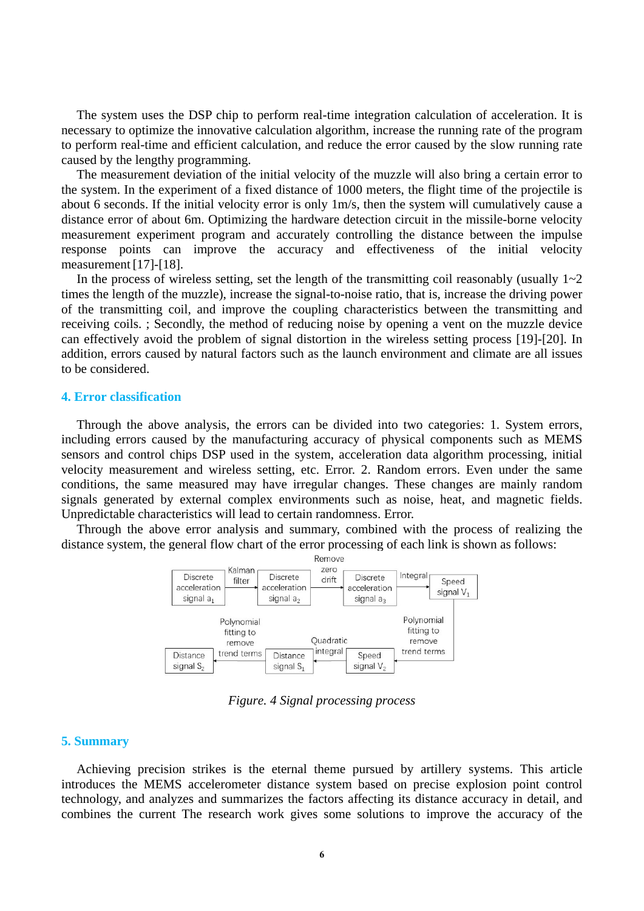The system uses the DSP chip to perform real-time integration calculation of acceleration. It is necessary to optimize the innovative calculation algorithm, increase the running rate of the program to perform real-time and efficient calculation, and reduce the error caused by the slow running rate caused by the lengthy programming.

The measurement deviation of the initial velocity of the muzzle will also bring a certain error to the system. In the experiment of a fixed distance of 1000 meters, the flight time of the projectile is about 6 seconds. If the initial velocity error is only 1m/s, then the system will cumulatively cause a distance error of about 6m. Optimizing the hardware detection circuit in the missile-borne velocity measurement experiment program and accurately controlling the distance between the impulse response points can improve the accuracy and effectiveness of the initial velocity measurement [17]-[18].

In the process of wireless setting, set the length of the transmitting coil reasonably (usually 1~2 times the length of the muzzle), increase the signal-to-noise ratio, that is, increase the driving power of the transmitting coil, and improve the coupling characteristics between the transmitting and receiving coils. ; Secondly, the method of reducing noise by opening a vent on the muzzle device can effectively avoid the problem of signal distortion in the wireless setting process [19]-[20]. In addition, errors caused by natural factors such as the launch environment and climate are all issues to be considered.

## 4. Error classification

Through the above analysis, the errors can be divided into two categories: 1. System errors, including errors caused by the manufacturing accuracy of physical components such as MEMS sensors and control chips DSP used in the system, acceleration data algorithm processing, initial velocity measurement and wireless setting, etc. Error. 2. Random errors. Even under the same conditions, the same measured may have irregular changes. These changes are mainly random signals generated by external complex environments such as noise, heat, and magnetic fields. Unpredictable characteristics will lead to certain randomness. Error.

Through the above error analysis and summary, combined with the process of realizing the distance system, the general flow chart of the error processing of each link is shown as follows:

Discrete acceleration signal $a_1$ → (Kalman filter) → Discrete acceleration signal $a_2$ → (Remove zero drift) → Discrete acceleration signal $a_3$ → (Integral) → Speed signal $V_1$ → (Polynomial fitting to remove trend terms) → Speed signal $V_2$ → (Quadratic integral) → Distance signal $S_1$ → (Polynomial fitting to remove trend terms) → Distance signal $S_2$

*Figure. 4 Signal processing process*

## 5. Summary

Achieving precision strikes is the eternal theme pursued by artillery systems. This article introduces the MEMS accelerometer distance system based on precise explosion point control technology, and analyzes and summarizes the factors affecting its distance accuracy in detail, and combines the current The research work gives some solutions to improve the accuracy of the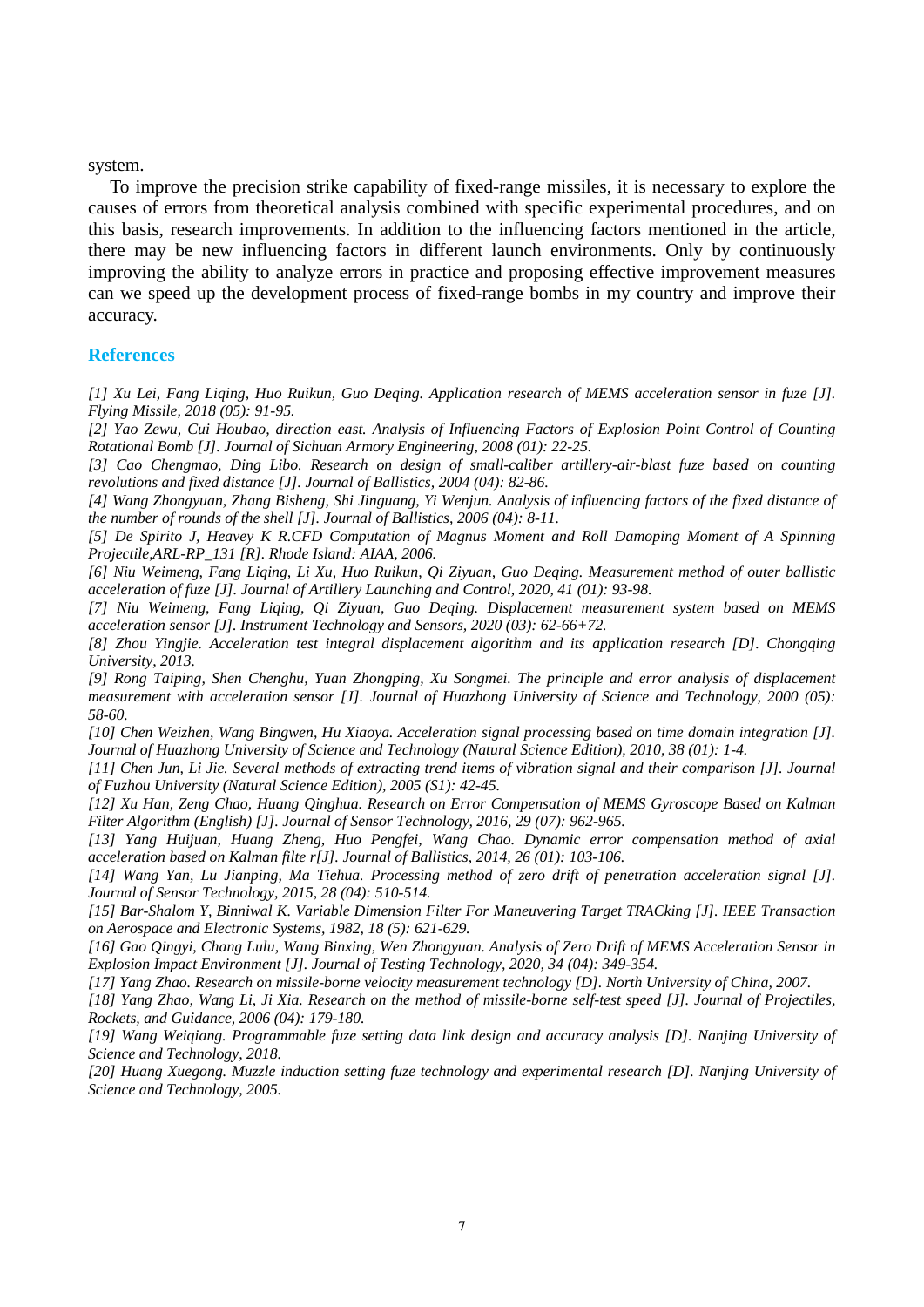system.

To improve the precision strike capability of fixed-range missiles, it is necessary to explore the causes of errors from theoretical analysis combined with specific experimental procedures, and on this basis, research improvements. In addition to the influencing factors mentioned in the article, there may be new influencing factors in different launch environments. Only by continuously improving the ability to analyze errors in practice and proposing effective improvement measures can we speed up the development process of fixed-range bombs in my country and improve their accuracy.

## References

*[1] Xu Lei, Fang Liqing, Huo Ruikun, Guo Deqing. Application research of MEMS acceleration sensor in fuze [J]. Flying Missile, 2018 (05): 91-95.*

*[2] Yao Zewu, Cui Houbao, direction east. Analysis of Influencing Factors of Explosion Point Control of Counting Rotational Bomb [J]. Journal of Sichuan Armory Engineering, 2008 (01): 22-25.*

*[3] Cao Chengmao, Ding Libo. Research on design of small-caliber artillery-air-blast fuze based on counting revolutions and fixed distance [J]. Journal of Ballistics, 2004 (04): 82-86.*

*[4] Wang Zhongyuan, Zhang Bisheng, Shi Jinguang, Yi Wenjun. Analysis of influencing factors of the fixed distance of the number of rounds of the shell [J]. Journal of Ballistics, 2006 (04): 8-11.*

*[5] De Spirito J, Heavey K R.CFD Computation of Magnus Moment and Roll Damoping Moment of A Spinning Projectile,ARL-RP_131 [R]. Rhode Island: AIAA, 2006.*

*[6] Niu Weimeng, Fang Liqing, Li Xu, Huo Ruikun, Qi Ziyuan, Guo Deqing. Measurement method of outer ballistic acceleration of fuze [J]. Journal of Artillery Launching and Control, 2020, 41 (01): 93-98.*

*[7] Niu Weimeng, Fang Liqing, Qi Ziyuan, Guo Deqing. Displacement measurement system based on MEMS acceleration sensor [J]. Instrument Technology and Sensors, 2020 (03): 62-66+72.*

*[8] Zhou Yingjie. Acceleration test integral displacement algorithm and its application research [D]. Chongqing University, 2013.*

*[9] Rong Taiping, Shen Chenghu, Yuan Zhongping, Xu Songmei. The principle and error analysis of displacement measurement with acceleration sensor [J]. Journal of Huazhong University of Science and Technology, 2000 (05): 58-60.*

*[10] Chen Weizhen, Wang Bingwen, Hu Xiaoya. Acceleration signal processing based on time domain integration [J]. Journal of Huazhong University of Science and Technology (Natural Science Edition), 2010, 38 (01): 1-4.*

*[11] Chen Jun, Li Jie. Several methods of extracting trend items of vibration signal and their comparison [J]. Journal of Fuzhou University (Natural Science Edition), 2005 (S1): 42-45.*

*[12] Xu Han, Zeng Chao, Huang Qinghua. Research on Error Compensation of MEMS Gyroscope Based on Kalman Filter Algorithm (English) [J]. Journal of Sensor Technology, 2016, 29 (07): 962-965.*

*[13] Yang Huijuan, Huang Zheng, Huo Pengfei, Wang Chao. Dynamic error compensation method of axial acceleration based on Kalman filte r[J]. Journal of Ballistics, 2014, 26 (01): 103-106.*

*[14] Wang Yan, Lu Jianping, Ma Tiehua. Processing method of zero drift of penetration acceleration signal [J]. Journal of Sensor Technology, 2015, 28 (04): 510-514.*

*[15] Bar-Shalom Y, Binniwal K. Variable Dimension Filter For Maneuvering Target TRACking [J]. IEEE Transaction on Aerospace and Electronic Systems, 1982, 18 (5): 621-629.*

*[16] Gao Qingyi, Chang Lulu, Wang Binxing, Wen Zhongyuan. Analysis of Zero Drift of MEMS Acceleration Sensor in Explosion Impact Environment [J]. Journal of Testing Technology, 2020, 34 (04): 349-354.*

*[17] Yang Zhao. Research on missile-borne velocity measurement technology [D]. North University of China, 2007.*

*[18] Yang Zhao, Wang Li, Ji Xia. Research on the method of missile-borne self-test speed [J]. Journal of Projectiles, Rockets, and Guidance, 2006 (04): 179-180.*

*[19] Wang Weiqiang. Programmable fuze setting data link design and accuracy analysis [D]. Nanjing University of Science and Technology, 2018.*

*[20] Huang Xuegong. Muzzle induction setting fuze technology and experimental research [D]. Nanjing University of Science and Technology, 2005.*